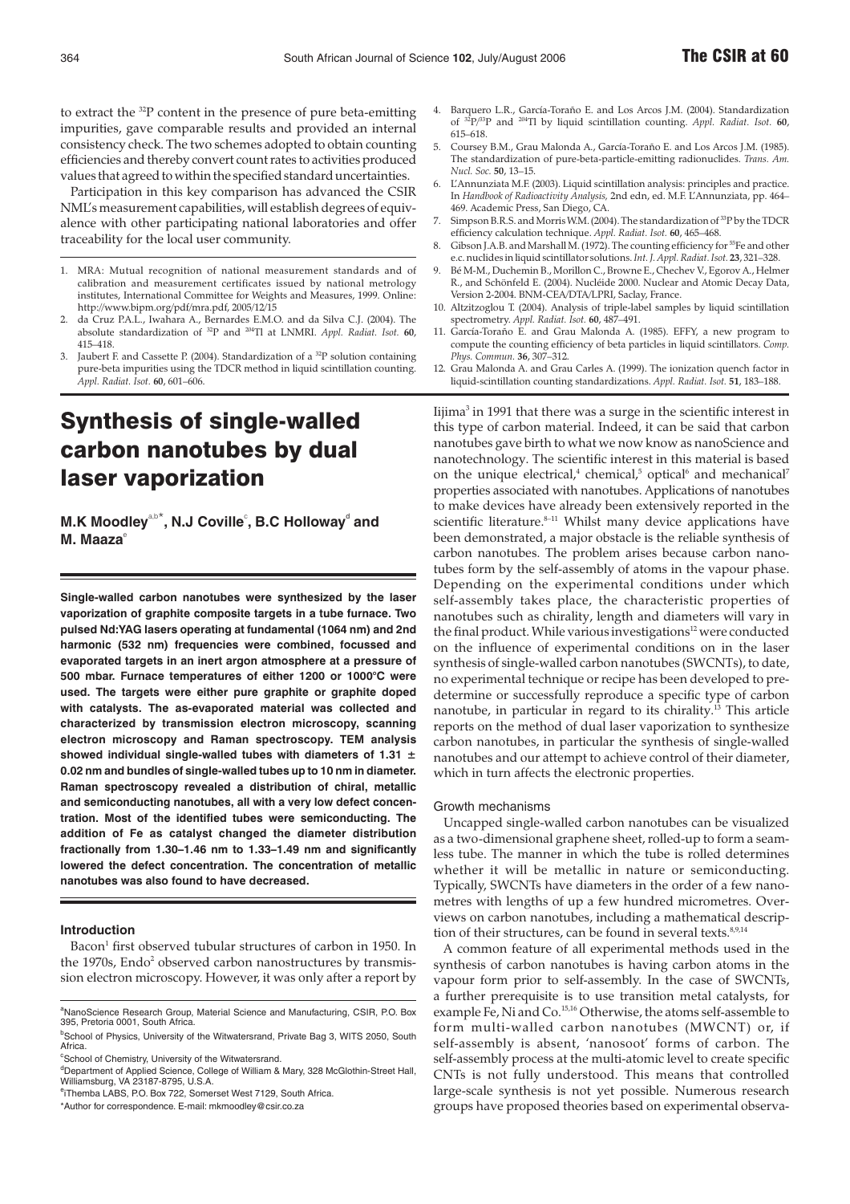to extract the $^{32}P$ content in the presence of pure beta-emitting impurities, gave comparable results and provided an internal consistency check. The two schemes adopted to obtain counting efficiencies and thereby convert count rates to activities produced values that agreed to within the specified standard uncertainties.

Participation in this key comparison has advanced the CSIR NML's measurement capabilities, will establish degrees of equivalence with other participating national laboratories and offer traceability for the local user community.

1. MRA: Mutual recognition of national measurement standards and of calibration and measurement certificates issued by national metrology institutes, International Committee for Weights and Measures, 1999. Online: http://www.bipm.org/pdf/mra.pdf, 2005/12/15
2. da Cruz P.A.L., Iwahara A., Bernardes E.M.O. and da Silva C.J. (2004). The absolute standardization of $^{32}P$ and $^{204}Tl$ at LNMRI. *Appl. Radiat. Isot.* **60**, 415–418.
3. Jaubert F. and Cassette P. (2004). Standardization of a $^{32}P$ solution containing pure-beta impurities using the TDCR method in liquid scintillation counting. *Appl. Radiat. Isot.* **60**, 601–606.
4. Barquero L.R., García-Toraño E. and Los Arcos J.M. (2004). Standardization of $^{32}P/^{33}P$ and $^{204}Tl$ by liquid scintillation counting. *Appl. Radiat. Isot.* **60**, 615–618.
5. Coursey B.M., Grau Malonda A., García-Toraño E. and Los Arcos J.M. (1985). The standardization of pure-beta-particle-emitting radionuclides. *Trans. Am. Nucl. Soc.* **50**, 13–15.
6. L'Annunziata M.F. (2003). Liquid scintillation analysis: principles and practice. In *Handbook of Radioactivity Analysis*, 2nd edn, ed. M.F. L'Annunziata, pp. 464–469. Academic Press, San Diego, CA.
7. Simpson B.R.S. and Morris W.M. (2004). The standardization of $^{33}P$ by the TDCR efficiency calculation technique. *Appl. Radiat. Isot.* **60**, 465–468.
8. Gibson J.A.B. and Marshall M. (1972). The counting efficiency for $^{55}Fe$ and other e.c. nuclides in liquid scintillator solutions. *Int. J. Appl. Radiat. Isot.* **23**, 321–328.
9. Bé M-M., Duchemin B., Morillon C., Browne E., Chechev V., Egorov A., Helmer R., and Schönfeld E. (2004). Nucléide 2000. Nuclear and Atomic Decay Data, Version 2-2004. BNM-CEA/DTA/LPRI, Saclay, France.
10. Altzitzoglou T. (2004). Analysis of triple-label samples by liquid scintillation spectrometry. *Appl. Radiat. Isot.* **60**, 487–491.
11. García-Toraño E. and Grau Malonda A. (1985). EFFY, a new program to compute the counting efficiency of beta particles in liquid scintillators. *Comp. Phys. Commun.* **36**, 307–312.
12. Grau Malonda A. and Grau Carles A. (1999). The ionization quench factor in liquid-scintillation counting standardizations. *Appl. Radiat. Isot.* **51**, 183–188.

# Synthesis of single-walled carbon nanotubes by dual laser vaporization

**M.K Moodley[a,b*], N.J Coville[c], B.C Holloway[d] and M. Maaza[e]**

**Single-walled carbon nanotubes were synthesized by the laser vaporization of graphite composite targets in a tube furnace. Two pulsed Nd:YAG lasers operating at fundamental (1064 nm) and 2nd harmonic (532 nm) frequencies were combined, focussed and evaporated targets in an inert argon atmosphere at a pressure of 500 mbar. Furnace temperatures of either 1200 or 1000°C were used. The targets were either pure graphite or graphite doped with catalysts. The as-evaporated material was collected and characterized by transmission electron microscopy, scanning electron microscopy and Raman spectroscopy. TEM analysis showed individual single-walled tubes with diameters of 1.31 ± 0.02 nm and bundles of single-walled tubes up to 10 nm in diameter. Raman spectroscopy revealed a distribution of chiral, metallic and semiconducting nanotubes, all with a very low defect concentration. Most of the identified tubes were semiconducting. The addition of Fe as catalyst changed the diameter distribution fractionally from 1.30–1.46 nm to 1.33–1.49 nm and significantly lowered the defect concentration. The concentration of metallic nanotubes was also found to have decreased.**

## Introduction

Bacon[1] first observed tubular structures of carbon in 1950. In the 1970s, Endo[2] observed carbon nanostructures by transmission electron microscopy. However, it was only after a report by Iijima[3] in 1991 that there was a surge in the scientific interest in this type of carbon material. Indeed, it can be said that carbon nanotubes gave birth to what we now know as nanoScience and nanotechnology. The scientific interest in this material is based on the unique electrical,[4] chemical,[5] optical[6] and mechanical[7] properties associated with nanotubes. Applications of nanotubes to make devices have already been extensively reported in the scientific literature.[8–11] Whilst many device applications have been demonstrated, a major obstacle is the reliable synthesis of carbon nanotubes. The problem arises because carbon nanotubes form by the self-assembly of atoms in the vapour phase. Depending on the experimental conditions under which self-assembly takes place, the characteristic properties of nanotubes such as chirality, length and diameters will vary in the final product. While various investigations[12] were conducted on the influence of experimental conditions on in the laser synthesis of single-walled carbon nanotubes (SWCNTs), to date, no experimental technique or recipe has been developed to predetermine or successfully reproduce a specific type of carbon nanotube, in particular in regard to its chirality.[13] This article reports on the method of dual laser vaporization to synthesize carbon nanotubes, in particular the synthesis of single-walled nanotubes and our attempt to achieve control of their diameter, which in turn affects the electronic properties.

### Growth mechanisms

Uncapped single-walled carbon nanotubes can be visualized as a two-dimensional graphene sheet, rolled-up to form a seamless tube. The manner in which the tube is rolled determines whether it will be metallic in nature or semiconducting. Typically, SWCNTs have diameters in the order of a few nanometres with lengths of up a few hundred micrometres. Overviews on carbon nanotubes, including a mathematical description of their structures, can be found in several texts.[8,9,14]

A common feature of all experimental methods used in the synthesis of carbon nanotubes is having carbon atoms in the vapour form prior to self-assembly. In the case of SWCNTs, a further prerequisite is to use transition metal catalysts, for example Fe, Ni and Co.[15,16] Otherwise, the atoms self-assemble to form multi-walled carbon nanotubes (MWCNT) or, if self-assembly is absent, 'nanosoot' forms of carbon. The self-assembly process at the multi-atomic level to create specific CNTs is not fully understood. This means that controlled large-scale synthesis is not yet possible. Numerous research groups have proposed theories based on experimental observa-

[a]NanoScience Research Group, Material Science and Manufacturing, CSIR, P.O. Box 395, Pretoria 0001, South Africa.
[b]School of Physics, University of the Witwatersrand, Private Bag 3, WITS 2050, South Africa.
[c]School of Chemistry, University of the Witwatersrand.
[d]Department of Applied Science, College of William & Mary, 328 McGlothin-Street Hall, Williamsburg, VA 23187-8795, U.S.A.
[e]iThemba LABS, P.O. Box 722, Somerset West 7129, South Africa.
*Author for correspondence. E-mail: mkmoodley@csir.co.za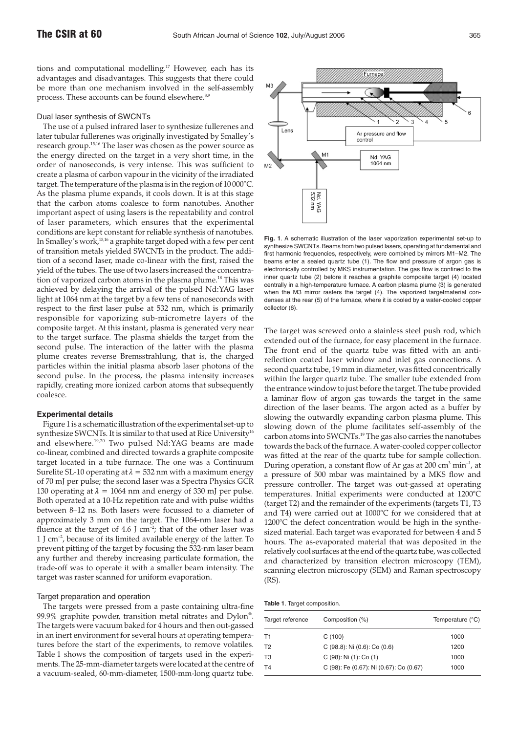tions and computational modelling.[17] However, each has its advantages and disadvantages. This suggests that there could be more than one mechanism involved in the self-assembly process. These accounts can be found elsewhere.[8,9]

### Dual laser synthesis of SWCNTs

The use of a pulsed infrared laser to synthesize fullerenes and later tubular fullerenes was originally investigated by Smalley's research group.[15,16] The laser was chosen as the power source as the energy directed on the target in a very short time, in the order of nanoseconds, is very intense. This was sufficient to create a plasma of carbon vapour in the vicinity of the irradiated target. The temperature of the plasma is in the region of 10 000°C. As the plasma plume expands, it cools down. It is at this stage that the carbon atoms coalesce to form nanotubes. Another important aspect of using lasers is the repeatability and control of laser parameters, which ensures that the experimental conditions are kept constant for reliable synthesis of nanotubes. In Smalley's work,[15,16] a graphite target doped with a few per cent of transition metals yielded SWCNTs in the product. The addition of a second laser, made co-linear with the first, raised the yield of the tubes. The use of two lasers increased the concentration of vaporized carbon atoms in the plasma plume.[18] This was achieved by delaying the arrival of the pulsed Nd:YAG laser light at 1064 nm at the target by a few tens of nanoseconds with respect to the first laser pulse at 532 nm, which is primarily responsible for vaporizing sub-micrometre layers of the composite target. At this instant, plasma is generated very near to the target surface. The plasma shields the target from the second pulse. The interaction of the latter with the plasma plume creates reverse Bremsstrahlung, that is, the charged particles within the initial plasma absorb laser photons of the second pulse. In the process, the plasma intensity increases rapidly, creating more ionized carbon atoms that subsequently coalesce.

## Experimental details

Figure 1 is a schematic illustration of the experimental set-up to synthesize SWCNTs. It is similar to that used at Rice University[16] and elsewhere.[19,20] Two pulsed Nd:YAG beams are made co-linear, combined and directed towards a graphite composite target located in a tube furnace. The one was a Continuum Surelite SL-10 operating at $\lambda = 532$ nm with a maximum energy of 70 mJ per pulse; the second laser was a Spectra Physics GCR 130 operating at $\lambda = 1064$ nm and energy of 330 mJ per pulse. Both operated at a 10-Hz repetition rate and with pulse widths between 8–12 ns. Both lasers were focussed to a diameter of approximately 3 mm on the target. The 1064-nm laser had a fluence at the target of 4.6 J cm$^{-2}$; that of the other laser was 1 J cm$^{-2}$, because of its limited available energy of the latter. To prevent pitting of the target by focusing the 532-nm laser beam any further and thereby increasing particulate formation, the trade-off was to operate it with a smaller beam intensity. The target was raster scanned for uniform evaporation.

### Target preparation and operation

The targets were pressed from a paste containing ultra-fine 99.9% graphite powder, transition metal nitrates and Dylon®. The targets were vacuum baked for 4 hours and then out-gassed in an inert environment for several hours at operating temperatures before the start of the experiments, to remove volatiles. Table 1 shows the composition of targets used in the experiments. The 25-mm-diameter targets were located at the centre of a vacuum-sealed, 60-mm-diameter, 1500-mm-long quartz tube.

**Fig. 1**. A schematic illustration of the laser vaporization experimental set-up to synthesize SWCNTs. Beams from two pulsed lasers, operating at fundamental and first harmonic frequencies, respectively, were combined by mirrors M1–M2. The beams enter a sealed quartz tube (1). The flow and pressure of argon gas is electronically controlled by MKS instrumentation. The gas flow is confined to the inner quartz tube (2) before it reaches a graphite composite target (4) located centrally in a high-temperature furnace. A carbon plasma plume (3) is generated when the M3 mirror rasters the target (4). The vaporized targetmaterial condenses at the rear (5) of the furnace, where it is cooled by a water-cooled copper collector (6).

The target was screwed onto a stainless steel push rod, which extended out of the furnace, for easy placement in the furnace. The front end of the quartz tube was fitted with an anti-reflection coated laser window and inlet gas connections. A second quartz tube, 19 mm in diameter, was fitted concentrically within the larger quartz tube. The smaller tube extended from the entrance window to just before the target. The tube provided a laminar flow of argon gas towards the target in the same direction of the laser beams. The argon acted as a buffer by slowing the outwardly expanding carbon plasma plume. This slowing down of the plume facilitates self-assembly of the carbon atoms into SWCNTs.[19] The gas also carries the nanotubes towards the back of the furnace. A water-cooled copper collector was fitted at the rear of the quartz tube for sample collection. During operation, a constant flow of Ar gas at 200 cm$^3$ min$^{-1}$, at a pressure of 500 mbar was maintained by a MKS flow and pressure controller. The target was out-gassed at operating temperatures. Initial experiments were conducted at 1200°C (target T2) and the remainder of the experiments (targets T1, T3 and T4) were carried out at 1000°C for we considered that at 1200°C the defect concentration would be high in the synthesized material. Each target was evaporated for between 4 and 5 hours. The as-evaporated material that was deposited in the relatively cool surfaces at the end of the quartz tube, was collected and characterized by transition electron microscopy (TEM), scanning electron microscopy (SEM) and Raman spectroscopy (RS).

**Table 1**. Target composition.

| Target reference | Composition (%) | Temperature (°C) |
|---|---|---|
| T1 | C (100) | 1000 |
| T2 | C (98.8): Ni (0.6): Co (0.6) | 1200 |
| T3 | C (98): Ni (1): Co (1) | 1000 |
| T4 | C (98): Fe (0.67): Ni (0.67): Co (0.67) | 1000 |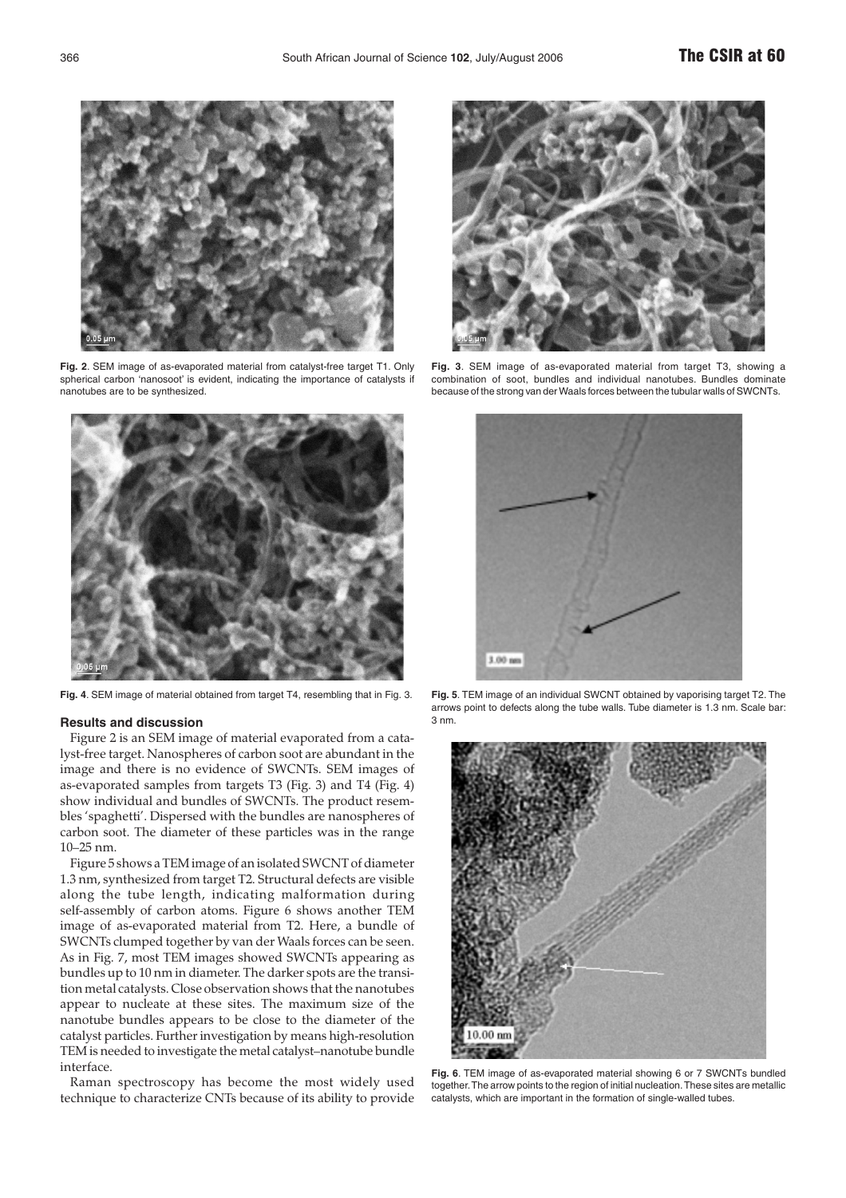Fig. 2. SEM image of as-evaporated material from catalyst-free target T1. Only spherical carbon 'nanosoot' is evident, indicating the importance of catalysts if nanotubes are to be synthesized.

Fig. 3. SEM image of as-evaporated material from target T3, showing a combination of soot, bundles and individual nanotubes. Bundles dominate because of the strong van der Waals forces between the tubular walls of SWCNTs.

Fig. 4. SEM image of material obtained from target T4, resembling that in Fig. 3.

Fig. 5. TEM image of an individual SWCNT obtained by vaporising target T2. The arrows point to defects along the tube walls. Tube diameter is 1.3 nm. Scale bar: 3 nm.

## Results and discussion

Figure 2 is an SEM image of material evaporated from a catalyst-free target. Nanospheres of carbon soot are abundant in the image and there is no evidence of SWCNTs. SEM images of as-evaporated samples from targets T3 (Fig. 3) and T4 (Fig. 4) show individual and bundles of SWCNTs. The product resembles 'spaghetti'. Dispersed with the bundles are nanospheres of carbon soot. The diameter of these particles was in the range 10–25 nm.

Figure 5 shows a TEM image of an isolated SWCNT of diameter 1.3 nm, synthesized from target T2. Structural defects are visible along the tube length, indicating malformation during self-assembly of carbon atoms. Figure 6 shows another TEM image of as-evaporated material from T2. Here, a bundle of SWCNTs clumped together by van der Waals forces can be seen. As in Fig. 7, most TEM images showed SWCNTs appearing as bundles up to 10 nm in diameter. The darker spots are the transition metal catalysts. Close observation shows that the nanotubes appear to nucleate at these sites. The maximum size of the nanotube bundles appears to be close to the diameter of the catalyst particles. Further investigation by means high-resolution TEM is needed to investigate the metal catalyst–nanotube bundle interface.

Raman spectroscopy has become the most widely used technique to characterize CNTs because of its ability to provide

Fig. 6. TEM image of as-evaporated material showing 6 or 7 SWCNTs bundled together. The arrow points to the region of initial nucleation. These sites are metallic catalysts, which are important in the formation of single-walled tubes.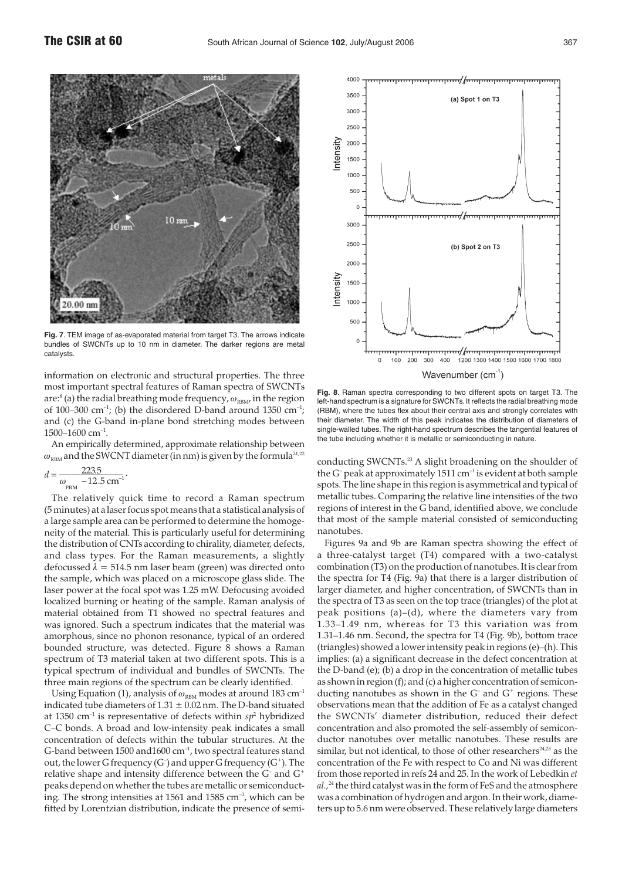Fig. 7. TEM image of as-evaporated material from target T3. The arrows indicate bundles of SWCNTs up to 10 nm in diameter. The darker regions are metal catalysts.

information on electronic and structural properties. The three most important spectral features of Raman spectra of SWCNTs are:[8] (a) the radial breathing mode frequency, $\omega_{RBM}$, in the region of 100–300 cm$^{-1}$; (b) the disordered D-band around 1350 cm$^{-1}$; and (c) the G-band in-plane bond stretching modes between 1500–1600 cm$^{-1}$.

An empirically determined, approximate relationship between $\omega_{RBM}$ and the SWCNT diameter (in nm) is given by the formula[21,22]

$$d = \frac{223.5}{\omega_{PBM} - 12.5\ \text{cm}^{-1}}.$$

The relatively quick time to record a Raman spectrum (5 minutes) at a laser focus spot means that a statistical analysis of a large sample area can be performed to determine the homogeneity of the material. This is particularly useful for determining the distribution of CNTs according to chirality, diameter, defects, and class types. For the Raman measurements, a slightly defocussed $\lambda$ = 514.5 nm laser beam (green) was directed onto the sample, which was placed on a microscope glass slide. The laser power at the focal spot was 1.25 mW. Defocusing avoided localized burning or heating of the sample. Raman analysis of material obtained from T1 showed no spectral features and was ignored. Such a spectrum indicates that the material was amorphous, since no phonon resonance, typical of an ordered bounded structure, was detected. Figure 8 shows a Raman spectrum of T3 material taken at two different spots. This is a typical spectrum of individual and bundles of SWCNTs. The three main regions of the spectrum can be clearly identified.

Using Equation (1), analysis of $\omega_{RBM}$ modes at around 183 cm$^{-1}$ indicated tube diameters of 1.31 ± 0.02 nm. The D-band situated at 1350 cm$^{-1}$ is representative of defects within $sp^2$ hybridized C–C bonds. A broad and low-intensity peak indicates a small concentration of defects within the tubular structures. At the G-band between 1500 and1600 cm$^{-1}$, two spectral features stand out, the lower G frequency ($G^-$) and upper G frequency ($G^+$). The relative shape and intensity difference between the $G^-$ and $G^+$ peaks depend on whether the tubes are metallic or semiconducting. The strong intensities at 1561 and 1585 cm$^{-1}$, which can be fitted by Lorentzian distribution, indicate the presence of semiconducting SWCNTs.[23] A slight broadening on the shoulder of the $G^-$ peak at approximately 1511 cm$^{-1}$ is evident at both sample spots. The line shape in this region is asymmetrical and typical of metallic tubes. Comparing the relative line intensities of the two regions of interest in the G band, identified above, we conclude that most of the sample material consisted of semiconducting nanotubes.

(a) Spot 1 on T3

(b) Spot 2 on T3

Intensity

Wavenumber (cm$^{-1}$)

Fig. 8. Raman spectra corresponding to two different spots on target T3. The left-hand spectrum is a signature for SWCNTs. It reflects the radial breathing mode (RBM), where the tubes flex about their central axis and strongly correlates with their diameter. The width of this peak indicates the distribution of diameters of single-walled tubes. The right-hand spectrum describes the tangential features of the tube including whether it is metallic or semiconducting in nature.

Figures 9a and 9b are Raman spectra showing the effect of a three-catalyst target (T4) compared with a two-catalyst combination (T3) on the production of nanotubes. It is clear from the spectra for T4 (Fig. 9a) that there is a larger distribution of larger diameter, and higher concentration, of SWCNTs than in the spectra of T3 as seen on the top trace (triangles) of the plot at peak positions (a)–(d), where the diameters vary from 1.33–1.49 nm, whereas for T3 this variation was from 1.31–1.46 nm. Second, the spectra for T4 (Fig. 9b), bottom trace (triangles) showed a lower intensity peak in regions (e)–(h). This implies: (a) a significant decrease in the defect concentration at the D-band (e); (b) a drop in the concentration of metallic tubes as shown in region (f); and (c) a higher concentration of semiconducting nanotubes as shown in the $G^-$ and $G^+$ regions. These observations mean that the addition of Fe as a catalyst changed the SWCNTs' diameter distribution, reduced their defect concentration and also promoted the self-assembly of semiconductor nanotubes over metallic nanotubes. These results are similar, but not identical, to those of other researchers[24,25] as the concentration of the Fe with respect to Co and Ni was different from those reported in refs 24 and 25. In the work of Lebedkin *et al.*,[24] the third catalyst was in the form of FeS and the atmosphere was a combination of hydrogen and argon. In their work, diameters up to 5.6 nm were observed. These relatively large diameters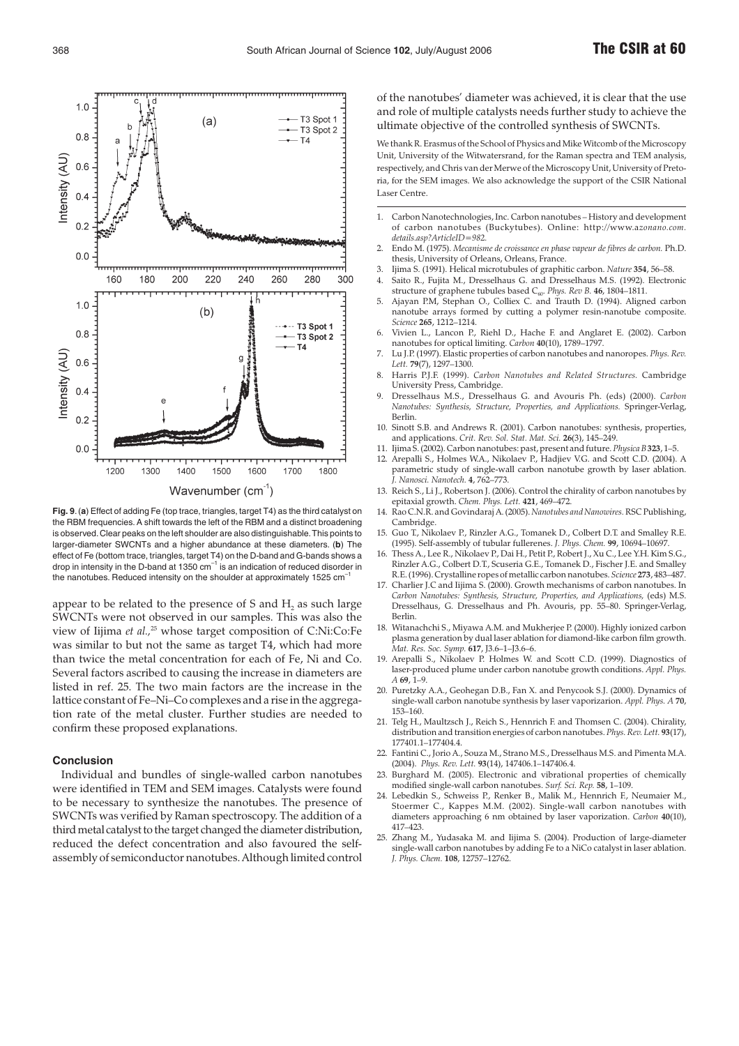**Fig. 9**. (**a**) Effect of adding Fe (top trace, triangles, target T4) as the third catalyst on the RBM frequencies. A shift towards the left of the RBM and a distinct broadening is observed. Clear peaks on the left shoulder are also distinguishable. This points to larger-diameter SWCNTs and a higher abundance at these diameters. (**b**) The effect of Fe (bottom trace, triangles, target T4) on the D-band and G-bands shows a drop in intensity in the D-band at 1350 $cm^{-1}$ is an indication of reduced disorder in the nanotubes. Reduced intensity on the shoulder at approximately 1525 $cm^{-1}$

appear to be related to the presence of S and $H_2$ as such large SWCNTs were not observed in our samples. This was also the view of Iijima *et al.*,[25] whose target composition of C:Ni:Co:Fe was similar to but not the same as target T4, which had more than twice the metal concentration for each of Fe, Ni and Co. Several factors ascribed to causing the increase in diameters are listed in ref. 25. The two main factors are the increase in the lattice constant of Fe–Ni–Co complexes and a rise in the aggregation rate of the metal cluster. Further studies are needed to confirm these proposed explanations.

## Conclusion

Individual and bundles of single-walled carbon nanotubes were identified in TEM and SEM images. Catalysts were found to be necessary to synthesize the nanotubes. The presence of SWCNTs was verified by Raman spectroscopy. The addition of a third metal catalyst to the target changed the diameter distribution, reduced the defect concentration and also favoured the self-assembly of semiconductor nanotubes. Although limited control of the nanotubes' diameter was achieved, it is clear that the use and role of multiple catalysts needs further study to achieve the ultimate objective of the controlled synthesis of SWCNTs.

We thank R. Erasmus of the School of Physics and Mike Witcomb of the Microscopy Unit, University of the Witwatersrand, for the Raman spectra and TEM analysis, respectively, and Chris van der Merwe of the Microscopy Unit, University of Pretoria, for the SEM images. We also acknowledge the support of the CSIR National Laser Centre.

1. Carbon Nanotechnologies, Inc. Carbon nanotubes – History and development of carbon nanotubes (Buckytubes). Online: http://www.*azonano.com.details.asp?ArticleID=982*.
2. Endo M. (1975). *Mecanisme de croissance en phase vapeur de fibres de carbon*. Ph.D. thesis, University of Orleans, Orleans, France.
3. Ijima S. (1991). Helical microtubules of graphitic carbon. *Nature* **354**, 56–58.
4. Saito R., Fujita M., Dresselhaus G. and Dresselhaus M.S. (1992). Electronic structure of graphene tubules based $C_{60}$. *Phys. Rev B.* **46**, 1804–1811.
5. Ajayan P.M, Stephan O., Colliex C. and Trauth D. (1994). Aligned carbon nanotube arrays formed by cutting a polymer resin-nanotube composite. *Science* **265**, 1212–1214.
6. Vivien L., Lancon P., Riehl D., Hache F. and Anglaret E. (2002). Carbon nanotubes for optical limiting. *Carbon* **40**(10), 1789–1797.
7. Lu J.P. (1997). Elastic properties of carbon nanotubes and nanoropes. *Phys. Rev. Lett.* **79**(7), 1297–1300.
8. Harris P.J.F. (1999). *Carbon Nanotubes and Related Structures*. Cambridge University Press, Cambridge.
9. Dresselhaus M.S., Dresselhaus G. and Avouris Ph. (eds) (2000). *Carbon Nanotubes: Synthesis, Structure, Properties, and Applications*. Springer-Verlag, Berlin.
10. Sinott S.B. and Andrews R. (2001). Carbon nanotubes: synthesis, properties, and applications. *Crit. Rev. Sol. Stat. Mat. Sci.* **26**(3), 145–249.
11. Ijima S. (2002). Carbon nanotubes: past, present and future. *Physica B* **323**, 1–5.
12. Arepalli S., Holmes W.A., Nikolaev P., Hadjiev V.G. and Scott C.D. (2004). A parametric study of single-wall carbon nanotube growth by laser ablation. *J. Nanosci. Nanotech.* **4**, 762–773.
13. Reich S., Li J., Robertson J. (2006). Control the chirality of carbon nanotubes by epitaxial growth. *Chem. Phys. Lett.* **421**, 469–472.
14. Rao C.N.R. and Govindaraj A. (2005). *Nanotubes and Nanowires*. RSC Publishing, Cambridge.
15. Guo T., Nikolaev P., Rinzler A.G., Tomanek D., Colbert D.T. and Smalley R.E. (1995). Self-assembly of tubular fullerenes. *J. Phys. Chem.* **99**, 10694–10697.
16. Thess A., Lee R., Nikolaev P., Dai H., Petit P., Robert J., Xu C., Lee Y.H. Kim S.G., Rinzler A.G., Colbert D.T., Scuseria G.E., Tomanek D., Fischer J.E. and Smalley R.E. (1996). Crystalline ropes of metallic carbon nanotubes. *Science* **273**, 483–487.
17. Charlier J.C and Iijima S. (2000). Growth mechanisms of carbon nanotubes. In *Carbon Nanotubes: Synthesis, Structure, Properties, and Applications*, (eds) M.S. Dresselhaus, G. Dresselhaus and Ph. Avouris, pp. 55–80. Springer-Verlag, Berlin.
18. Witanachchi S., Miyawa A.M. and Mukherjee P. (2000). Highly ionized carbon plasma generation by dual laser ablation for diamond-like carbon film growth. *Mat. Res. Soc. Symp.* **617**, J3.6–1–J3.6–6.
19. Arepalli S., Nikolaev P. Holmes W. and Scott C.D. (1999). Diagnostics of laser-produced plume under carbon nanotube growth conditions. *Appl. Phys. A* **69**, 1–9.
20. Puretzky A.A., Geohegan D.B., Fan X. and Penycook S.J. (2000). Dynamics of single-wall carbon nanotube synthesis by laser vaporizarion. *Appl. Phys. A* **70**, 153–160.
21. Telg H., Maultzsch J., Reich S., Hennrich F. and Thomsen C. (2004). Chirality, distribution and transition energies of carbon nanotubes. *Phys. Rev. Lett.* **93**(17), 177401.1–177404.4.
22. Fantini C., Jorio A., Souza M., Strano M.S., Dresselhaus M.S. and Pimenta M.A. (2004). *Phys. Rev. Lett.* **93**(14), 147406.1–147406.4.
23. Burghard M. (2005). Electronic and vibrational properties of chemically modified single-wall carbon nanotubes. *Surf. Sci. Rep.* **58**, 1–109.
24. Lebedkin S., Schweiss P., Renker B., Malik M., Hennrich F., Neumaier M., Stoermer C., Kappes M.M. (2002). Single-wall carbon nanotubes with diameters approaching 6 nm obtained by laser vaporization. *Carbon* **40**(10), 417–423.
25. Zhang M., Yudasaka M. and Iijima S. (2004). Production of large-diameter single-wall carbon nanotubes by adding Fe to a NiCo catalyst in laser ablation. *J. Phys. Chem.* **108**, 12757–12762.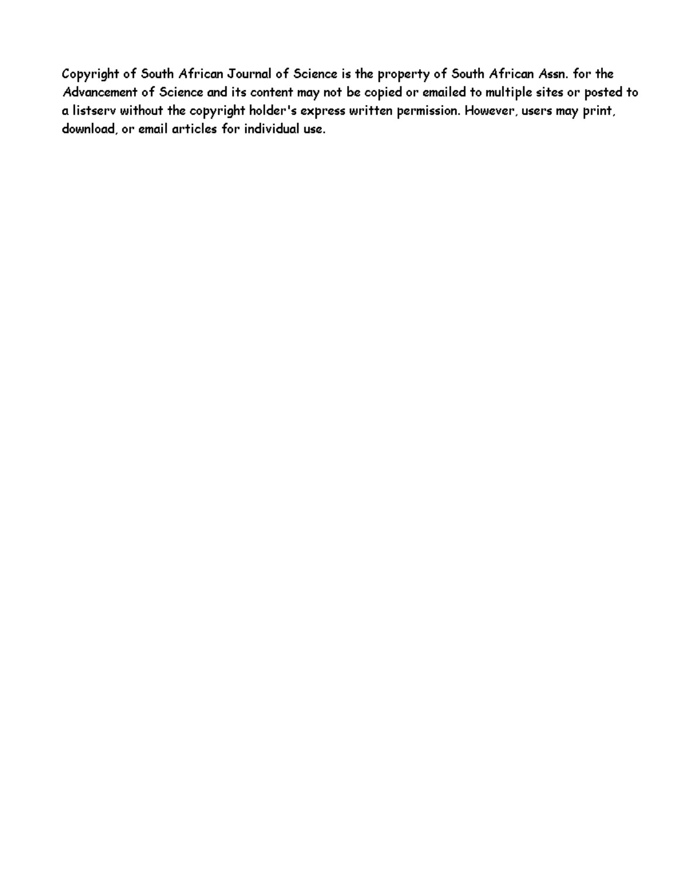Copyright of South African Journal of Science is the property of South African Assn. for the Advancement of Science and its content may not be copied or emailed to multiple sites or posted to a listserv without the copyright holder's express written permission. However, users may print, download, or email articles for individual use.